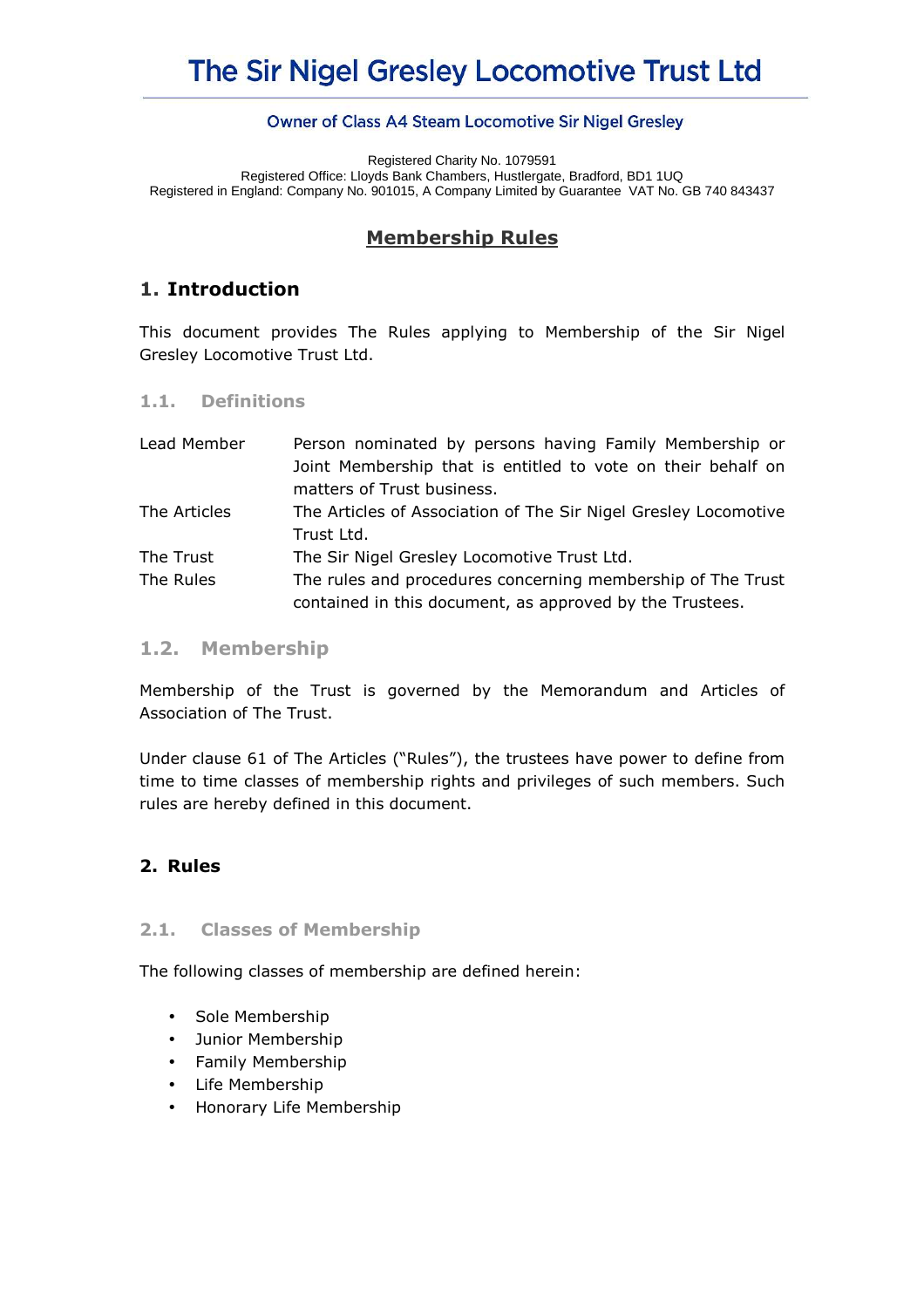# The Sir Nigel Gresley Locomotive Trust Ltd

Owner of Class A4 Steam Locomotive Sir Nigel Gresley

Registered Charity No. 1079591
Registered Office: Lloyds Bank Chambers, Hustlergate, Bradford, BD1 1UQ
Registered in England: Company No. 901015, A Company Limited by Guarantee VAT No. GB 740 843437

## Membership Rules

## 1. Introduction

This document provides The Rules applying to Membership of the Sir Nigel Gresley Locomotive Trust Ltd.

### 1.1. Definitions

| | |
|---|---|
| Lead Member | Person nominated by persons having Family Membership or Joint Membership that is entitled to vote on their behalf on matters of Trust business. |
| The Articles | The Articles of Association of The Sir Nigel Gresley Locomotive Trust Ltd. |
| The Trust | The Sir Nigel Gresley Locomotive Trust Ltd. |
| The Rules | The rules and procedures concerning membership of The Trust contained in this document, as approved by the Trustees. |

### 1.2. Membership

Membership of the Trust is governed by the Memorandum and Articles of Association of The Trust.

Under clause 61 of The Articles ("Rules"), the trustees have power to define from time to time classes of membership rights and privileges of such members. Such rules are hereby defined in this document.

## 2. Rules

### 2.1. Classes of Membership

The following classes of membership are defined herein:

- Sole Membership
- Junior Membership
- Family Membership
- Life Membership
- Honorary Life Membership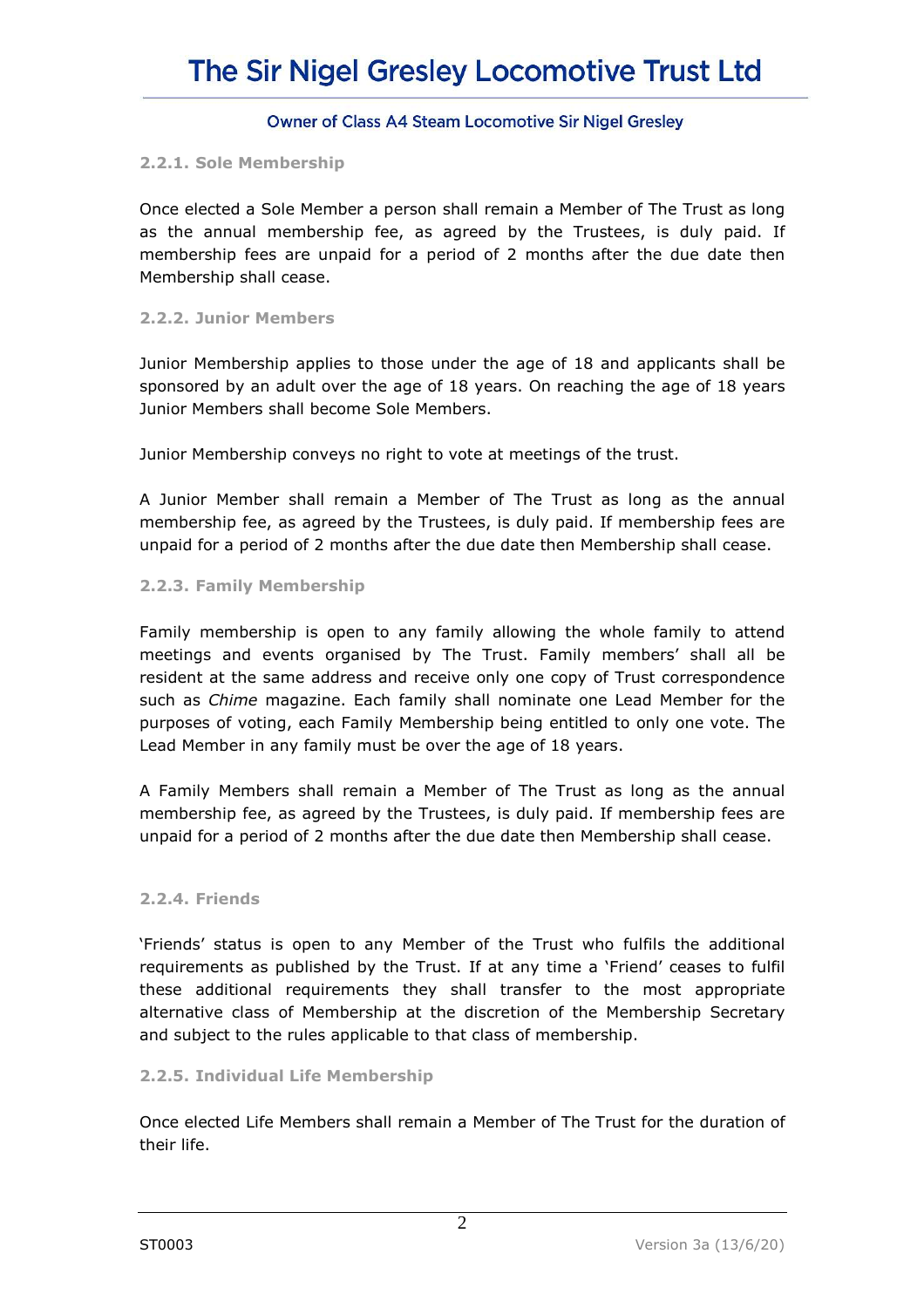#### 2.2.1. Sole Membership

Once elected a Sole Member a person shall remain a Member of The Trust as long as the annual membership fee, as agreed by the Trustees, is duly paid. If membership fees are unpaid for a period of 2 months after the due date then Membership shall cease.

#### 2.2.2. Junior Members

Junior Membership applies to those under the age of 18 and applicants shall be sponsored by an adult over the age of 18 years. On reaching the age of 18 years Junior Members shall become Sole Members.

Junior Membership conveys no right to vote at meetings of the trust.

A Junior Member shall remain a Member of The Trust as long as the annual membership fee, as agreed by the Trustees, is duly paid. If membership fees are unpaid for a period of 2 months after the due date then Membership shall cease.

#### 2.2.3. Family Membership

Family membership is open to any family allowing the whole family to attend meetings and events organised by The Trust. Family members' shall all be resident at the same address and receive only one copy of Trust correspondence such as *Chime* magazine. Each family shall nominate one Lead Member for the purposes of voting, each Family Membership being entitled to only one vote. The Lead Member in any family must be over the age of 18 years.

A Family Members shall remain a Member of The Trust as long as the annual membership fee, as agreed by the Trustees, is duly paid. If membership fees are unpaid for a period of 2 months after the due date then Membership shall cease.

#### 2.2.4. Friends

'Friends' status is open to any Member of the Trust who fulfils the additional requirements as published by the Trust. If at any time a 'Friend' ceases to fulfil these additional requirements they shall transfer to the most appropriate alternative class of Membership at the discretion of the Membership Secretary and subject to the rules applicable to that class of membership.

#### 2.2.5. Individual Life Membership

Once elected Life Members shall remain a Member of The Trust for the duration of their life.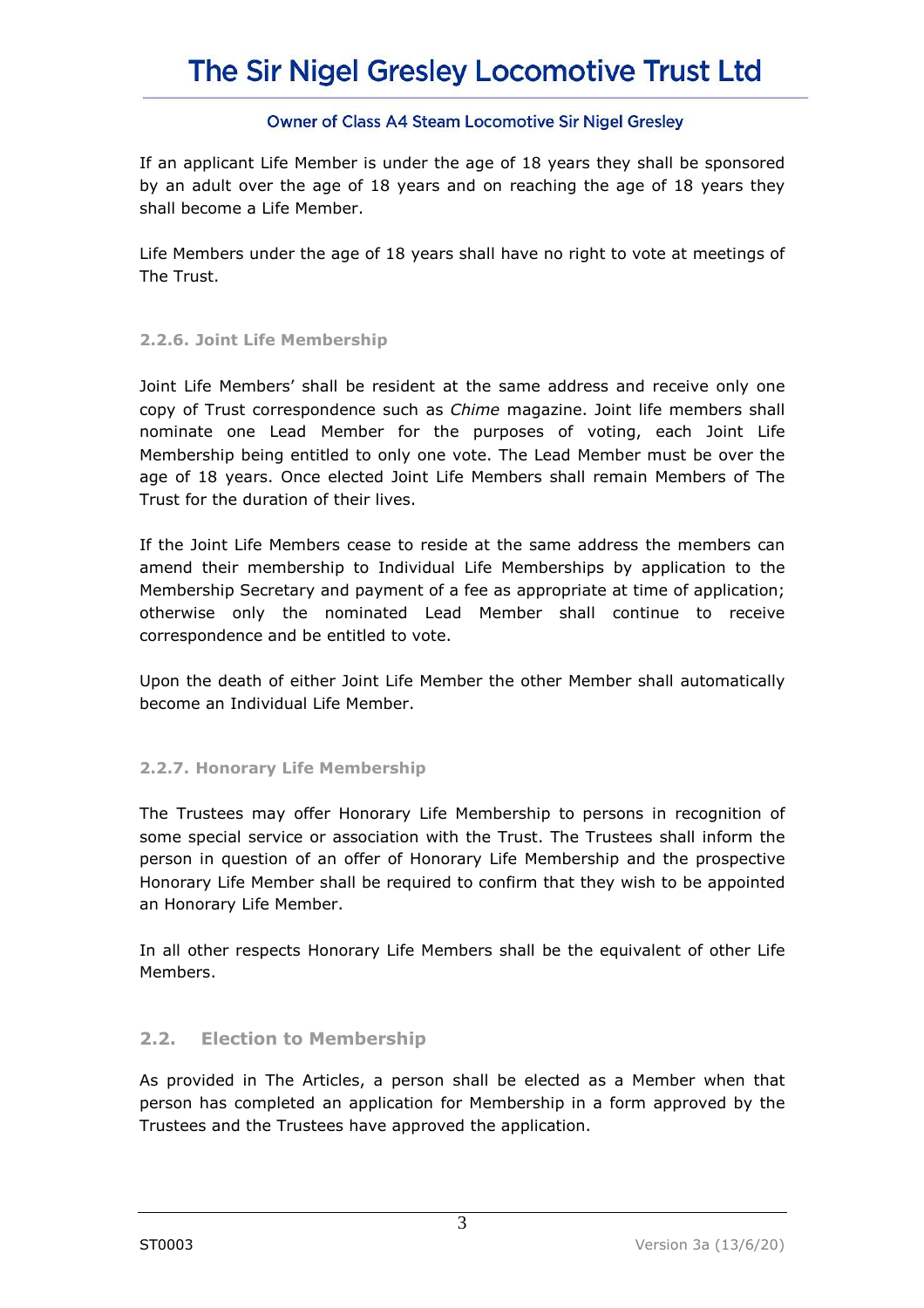If an applicant Life Member is under the age of 18 years they shall be sponsored by an adult over the age of 18 years and on reaching the age of 18 years they shall become a Life Member.

Life Members under the age of 18 years shall have no right to vote at meetings of The Trust.

#### 2.2.6. Joint Life Membership

Joint Life Members' shall be resident at the same address and receive only one copy of Trust correspondence such as *Chime* magazine. Joint life members shall nominate one Lead Member for the purposes of voting, each Joint Life Membership being entitled to only one vote. The Lead Member must be over the age of 18 years. Once elected Joint Life Members shall remain Members of The Trust for the duration of their lives.

If the Joint Life Members cease to reside at the same address the members can amend their membership to Individual Life Memberships by application to the Membership Secretary and payment of a fee as appropriate at time of application; otherwise only the nominated Lead Member shall continue to receive correspondence and be entitled to vote.

Upon the death of either Joint Life Member the other Member shall automatically become an Individual Life Member.

#### 2.2.7. Honorary Life Membership

The Trustees may offer Honorary Life Membership to persons in recognition of some special service or association with the Trust. The Trustees shall inform the person in question of an offer of Honorary Life Membership and the prospective Honorary Life Member shall be required to confirm that they wish to be appointed an Honorary Life Member.

In all other respects Honorary Life Members shall be the equivalent of other Life Members.

### 2.2. Election to Membership

As provided in The Articles, a person shall be elected as a Member when that person has completed an application for Membership in a form approved by the Trustees and the Trustees have approved the application.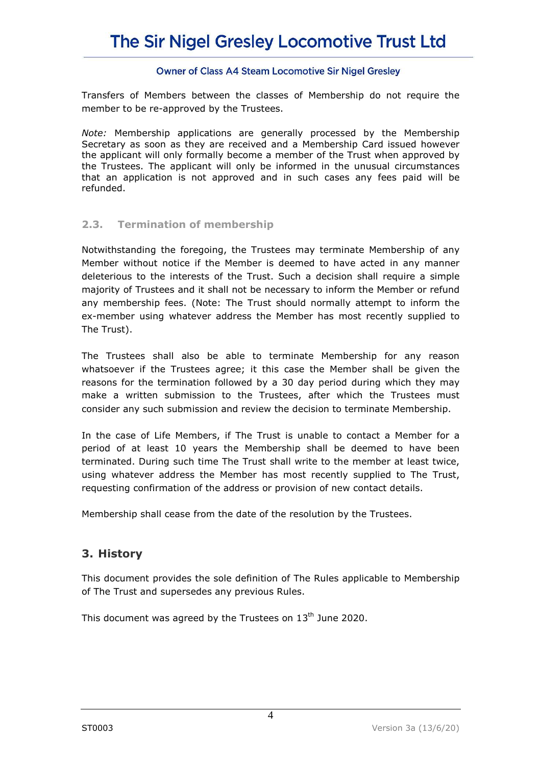Transfers of Members between the classes of Membership do not require the member to be re-approved by the Trustees.

*Note:* Membership applications are generally processed by the Membership Secretary as soon as they are received and a Membership Card issued however the applicant will only formally become a member of the Trust when approved by the Trustees. The applicant will only be informed in the unusual circumstances that an application is not approved and in such cases any fees paid will be refunded.

### 2.3. Termination of membership

Notwithstanding the foregoing, the Trustees may terminate Membership of any Member without notice if the Member is deemed to have acted in any manner deleterious to the interests of the Trust. Such a decision shall require a simple majority of Trustees and it shall not be necessary to inform the Member or refund any membership fees. (Note: The Trust should normally attempt to inform the ex-member using whatever address the Member has most recently supplied to The Trust).

The Trustees shall also be able to terminate Membership for any reason whatsoever if the Trustees agree; it this case the Member shall be given the reasons for the termination followed by a 30 day period during which they may make a written submission to the Trustees, after which the Trustees must consider any such submission and review the decision to terminate Membership.

In the case of Life Members, if The Trust is unable to contact a Member for a period of at least 10 years the Membership shall be deemed to have been terminated. During such time The Trust shall write to the member at least twice, using whatever address the Member has most recently supplied to The Trust, requesting confirmation of the address or provision of new contact details.

Membership shall cease from the date of the resolution by the Trustees.

## 3. History

This document provides the sole definition of The Rules applicable to Membership of The Trust and supersedes any previous Rules.

This document was agreed by the Trustees on 13th June 2020.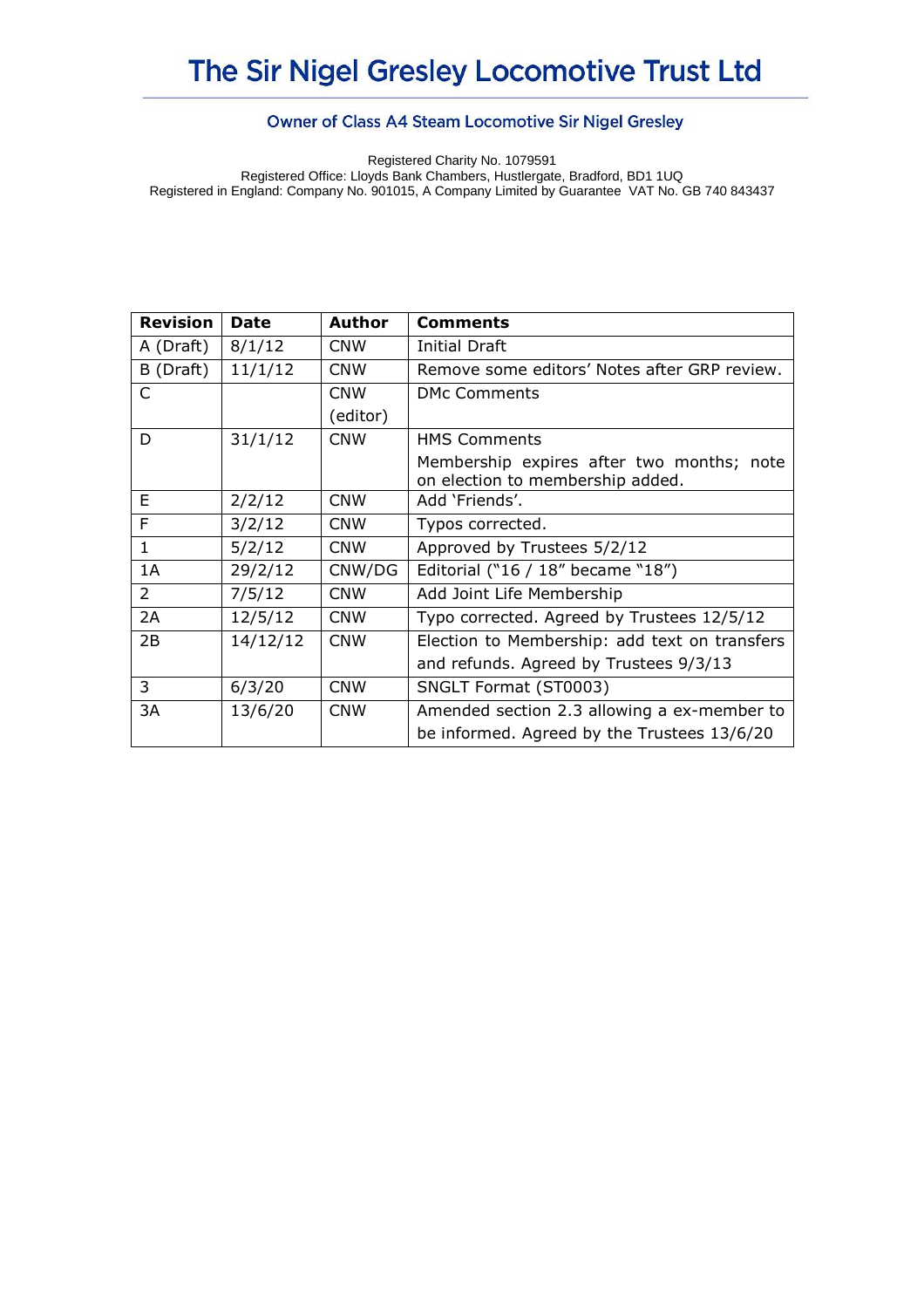# The Sir Nigel Gresley Locomotive Trust Ltd

## Owner of Class A4 Steam Locomotive Sir Nigel Gresley

Registered Charity No. 1079591
Registered Office: Lloyds Bank Chambers, Hustlergate, Bradford, BD1 1UQ
Registered in England: Company No. 901015, A Company Limited by Guarantee VAT No. GB 740 843437

| Revision | Date | Author | Comments |
|---|---|---|---|
| A (Draft) | 8/1/12 | CNW | Initial Draft |
| B (Draft) | 11/1/12 | CNW | Remove some editors' Notes after GRP review. |
| C | | CNW (editor) | DMc Comments |
| D | 31/1/12 | CNW | HMS Comments<br>Membership expires after two months; note on election to membership added. |
| E | 2/2/12 | CNW | Add 'Friends'. |
| F | 3/2/12 | CNW | Typos corrected. |
| 1 | 5/2/12 | CNW | Approved by Trustees 5/2/12 |
| 1A | 29/2/12 | CNW/DG | Editorial ("16 / 18" became "18") |
| 2 | 7/5/12 | CNW | Add Joint Life Membership |
| 2A | 12/5/12 | CNW | Typo corrected. Agreed by Trustees 12/5/12 |
| 2B | 14/12/12 | CNW | Election to Membership: add text on transfers and refunds. Agreed by Trustees 9/3/13 |
| 3 | 6/3/20 | CNW | SNGLT Format (ST0003) |
| 3A | 13/6/20 | CNW | Amended section 2.3 allowing a ex-member to be informed. Agreed by the Trustees 13/6/20 |